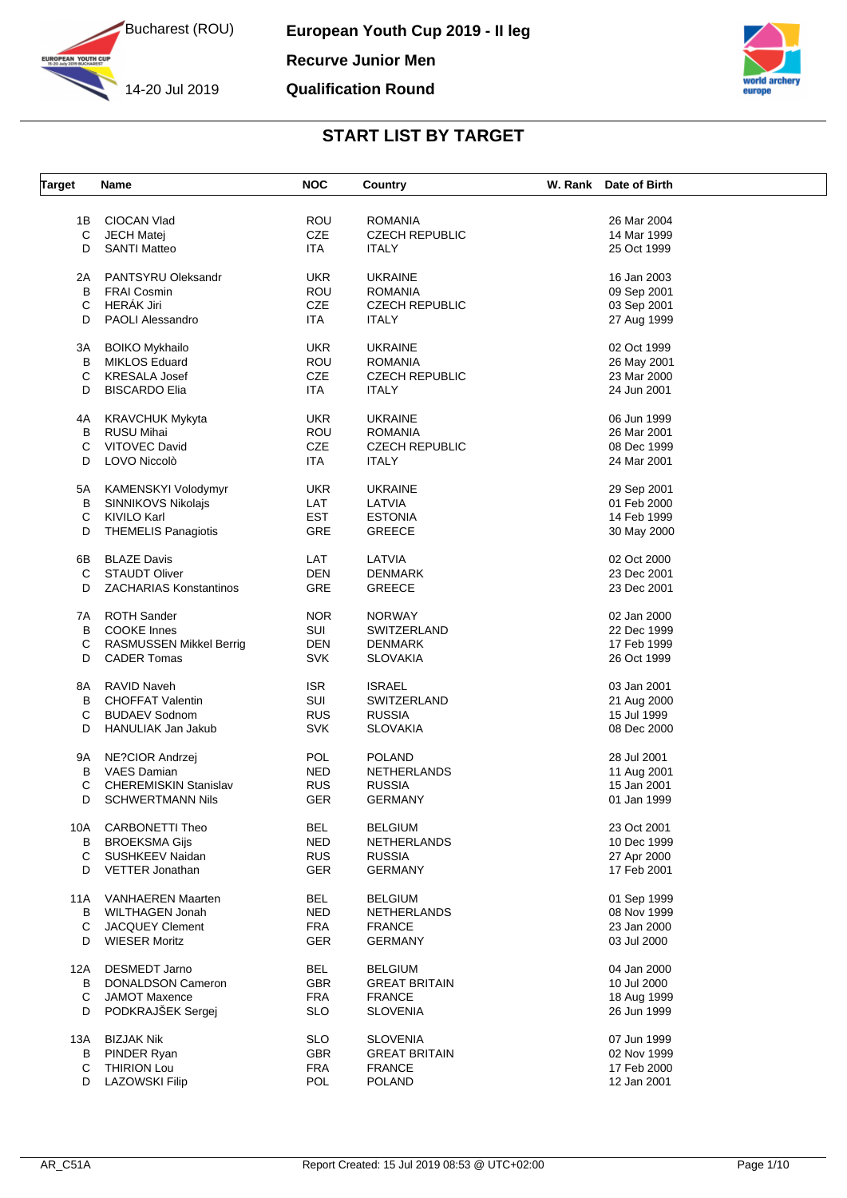Bucharest (ROU)

14-20 Jul 2019

# European Youth Cup 2019 - II leg

## Recurve Junior Men

## Qualification Round

### START LIST BY TARGET

| Target | Name | NOC | Country | W. Rank | Date of Birth |
|---|---|---|---|---|---|
| 1B | CIOCAN Vlad | ROU | ROMANIA | | 26 Mar 2004 |
| C | JECH Matej | CZE | CZECH REPUBLIC | | 14 Mar 1999 |
| D | SANTI Matteo | ITA | ITALY | | 25 Oct 1999 |
| 2A | PANTSYRU Oleksandr | UKR | UKRAINE | | 16 Jan 2003 |
| B | FRAI Cosmin | ROU | ROMANIA | | 09 Sep 2001 |
| C | HERÁK Jiri | CZE | CZECH REPUBLIC | | 03 Sep 2001 |
| D | PAOLI Alessandro | ITA | ITALY | | 27 Aug 1999 |
| 3A | BOIKO Mykhailo | UKR | UKRAINE | | 02 Oct 1999 |
| B | MIKLOS Eduard | ROU | ROMANIA | | 26 May 2001 |
| C | KRESALA Josef | CZE | CZECH REPUBLIC | | 23 Mar 2000 |
| D | BISCARDO Elia | ITA | ITALY | | 24 Jun 2001 |
| 4A | KRAVCHUK Mykyta | UKR | UKRAINE | | 06 Jun 1999 |
| B | RUSU Mihai | ROU | ROMANIA | | 26 Mar 2001 |
| C | VITOVEC David | CZE | CZECH REPUBLIC | | 08 Dec 1999 |
| D | LOVO Niccolò | ITA | ITALY | | 24 Mar 2001 |
| 5A | KAMENSKYI Volodymyr | UKR | UKRAINE | | 29 Sep 2001 |
| B | SINNIKOVS Nikolajs | LAT | LATVIA | | 01 Feb 2000 |
| C | KIVILO Karl | EST | ESTONIA | | 14 Feb 1999 |
| D | THEMELIS Panagiotis | GRE | GREECE | | 30 May 2000 |
| 6B | BLAZE Davis | LAT | LATVIA | | 02 Oct 2000 |
| C | STAUDT Oliver | DEN | DENMARK | | 23 Dec 2001 |
| D | ZACHARIAS Konstantinos | GRE | GREECE | | 23 Dec 2001 |
| 7A | ROTH Sander | NOR | NORWAY | | 02 Jan 2000 |
| B | COOKE Innes | SUI | SWITZERLAND | | 22 Dec 1999 |
| C | RASMUSSEN Mikkel Berrig | DEN | DENMARK | | 17 Feb 1999 |
| D | CADER Tomas | SVK | SLOVAKIA | | 26 Oct 1999 |
| 8A | RAVID Naveh | ISR | ISRAEL | | 03 Jan 2001 |
| B | CHOFFAT Valentin | SUI | SWITZERLAND | | 21 Aug 2000 |
| C | BUDAEV Sodnom | RUS | RUSSIA | | 15 Jul 1999 |
| D | HANULIAK Jan Jakub | SVK | SLOVAKIA | | 08 Dec 2000 |
| 9A | NE?CIOR Andrzej | POL | POLAND | | 28 Jul 2001 |
| B | VAES Damian | NED | NETHERLANDS | | 11 Aug 2001 |
| C | CHEREMISKIN Stanislav | RUS | RUSSIA | | 15 Jan 2001 |
| D | SCHWERTMANN Nils | GER | GERMANY | | 01 Jan 1999 |
| 10A | CARBONETTI Theo | BEL | BELGIUM | | 23 Oct 2001 |
| B | BROEKSMA Gijs | NED | NETHERLANDS | | 10 Dec 1999 |
| C | SUSHKEEV Naidan | RUS | RUSSIA | | 27 Apr 2000 |
| D | VETTER Jonathan | GER | GERMANY | | 17 Feb 2001 |
| 11A | VANHAEREN Maarten | BEL | BELGIUM | | 01 Sep 1999 |
| B | WILTHAGEN Jonah | NED | NETHERLANDS | | 08 Nov 1999 |
| C | JACQUEY Clement | FRA | FRANCE | | 23 Jan 2000 |
| D | WIESER Moritz | GER | GERMANY | | 03 Jul 2000 |
| 12A | DESMEDT Jarno | BEL | BELGIUM | | 04 Jan 2000 |
| B | DONALDSON Cameron | GBR | GREAT BRITAIN | | 10 Jul 2000 |
| C | JAMOT Maxence | FRA | FRANCE | | 18 Aug 1999 |
| D | PODKRAJŠEK Sergej | SLO | SLOVENIA | | 26 Jun 1999 |
| 13A | BIZJAK Nik | SLO | SLOVENIA | | 07 Jun 1999 |
| B | PINDER Ryan | GBR | GREAT BRITAIN | | 02 Nov 1999 |
| C | THIRION Lou | FRA | FRANCE | | 17 Feb 2000 |
| D | LAZOWSKI Filip | POL | POLAND | | 12 Jan 2001 |

AR_C51A    Report Created: 15 Jul 2019 08:53 @ UTC+02:00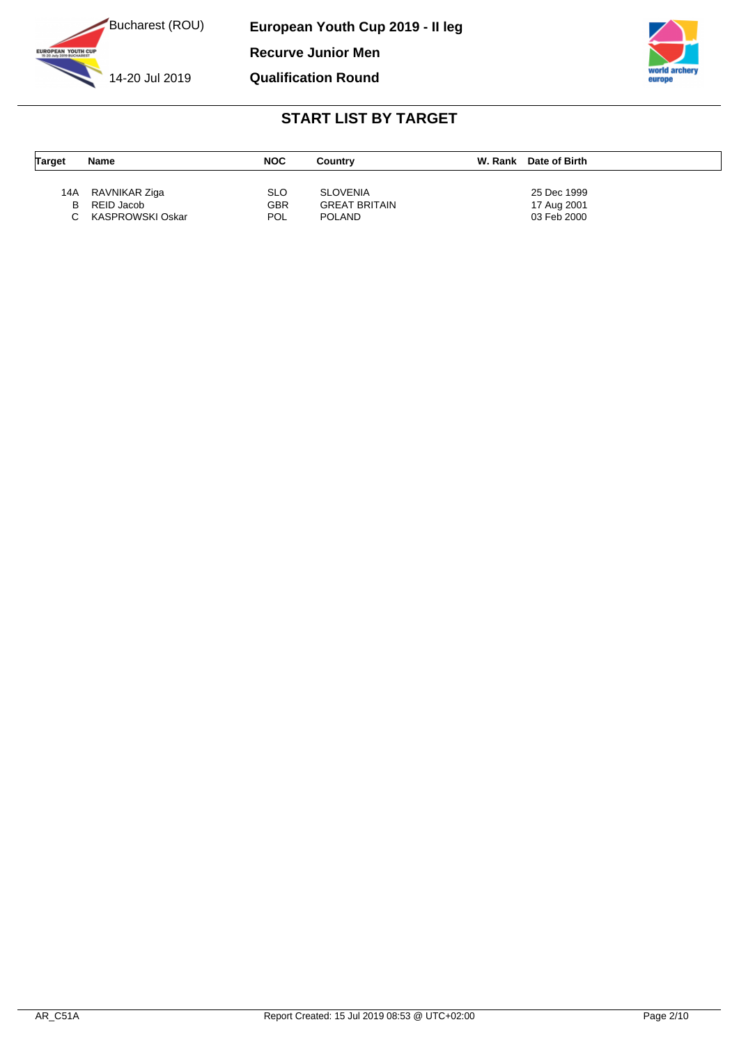# START LIST BY TARGET

| Target | Name | NOC | Country | W. Rank | Date of Birth |
|---|---|---|---|---|---|
| 14A | RAVNIKAR Ziga | SLO | SLOVENIA | | 25 Dec 1999 |
| B | REID Jacob | GBR | GREAT BRITAIN | | 17 Aug 2001 |
| C | KASPROWSKI Oskar | POL | POLAND | | 03 Feb 2000 |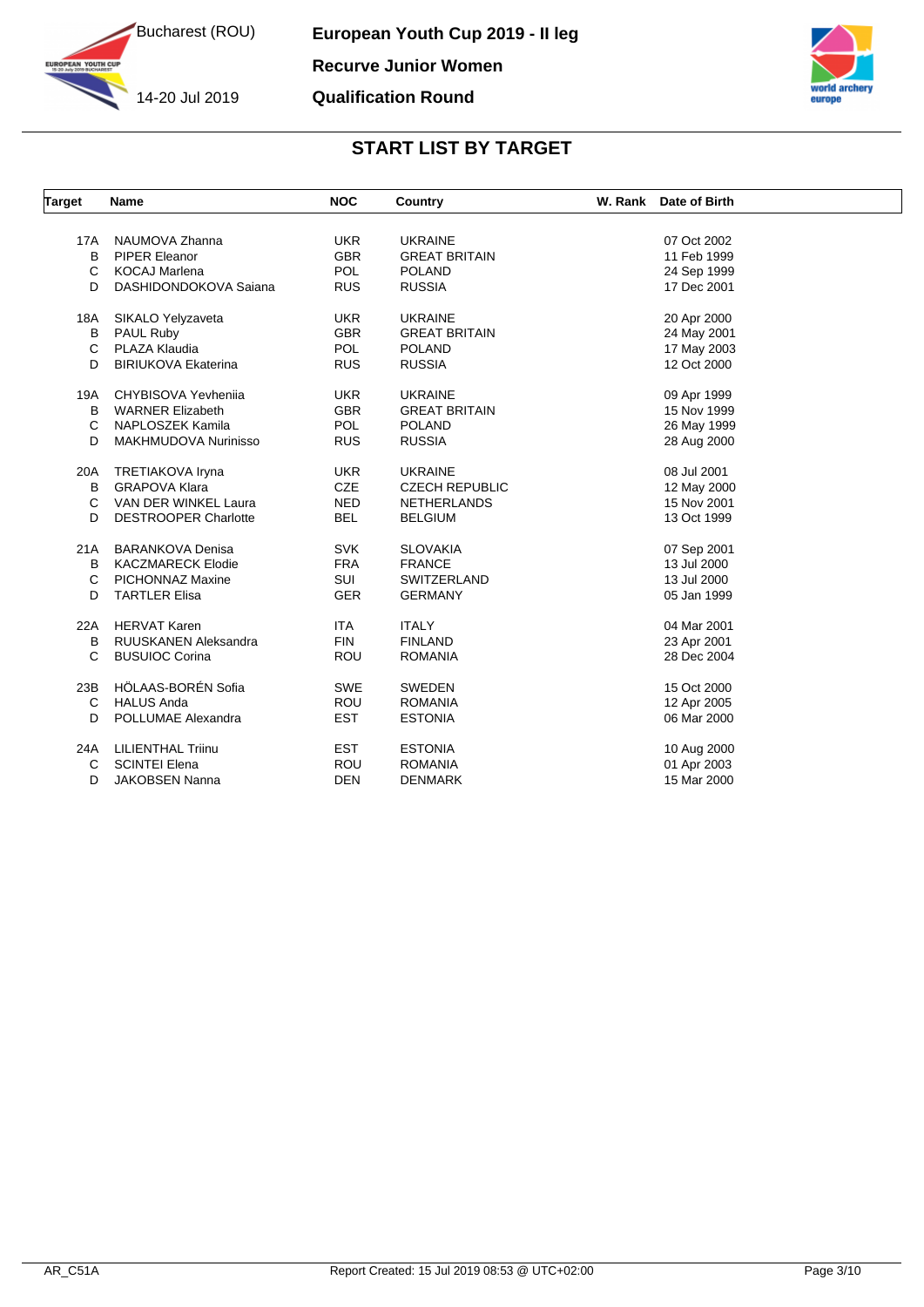# European Youth Cup 2019 - II leg

## Recurve Junior Women

## Qualification Round

Bucharest (ROU)

14-20 Jul 2019

## START LIST BY TARGET

| Target | Name | NOC | Country | W. Rank | Date of Birth |
|---|---|---|---|---|---|
| 17A | NAUMOVA Zhanna | UKR | UKRAINE | | 07 Oct 2002 |
| B | PIPER Eleanor | GBR | GREAT BRITAIN | | 11 Feb 1999 |
| C | KOCAJ Marlena | POL | POLAND | | 24 Sep 1999 |
| D | DASHIDONDOKOVA Saiana | RUS | RUSSIA | | 17 Dec 2001 |
| 18A | SIKALO Yelyzaveta | UKR | UKRAINE | | 20 Apr 2000 |
| B | PAUL Ruby | GBR | GREAT BRITAIN | | 24 May 2001 |
| C | PLAZA Klaudia | POL | POLAND | | 17 May 2003 |
| D | BIRIUKOVA Ekaterina | RUS | RUSSIA | | 12 Oct 2000 |
| 19A | CHYBISOVA Yevheniia | UKR | UKRAINE | | 09 Apr 1999 |
| B | WARNER Elizabeth | GBR | GREAT BRITAIN | | 15 Nov 1999 |
| C | NAPLOSZEK Kamila | POL | POLAND | | 26 May 1999 |
| D | MAKHMUDOVA Nurinisso | RUS | RUSSIA | | 28 Aug 2000 |
| 20A | TRETIAKOVA Iryna | UKR | UKRAINE | | 08 Jul 2001 |
| B | GRAPOVA Klara | CZE | CZECH REPUBLIC | | 12 May 2000 |
| C | VAN DER WINKEL Laura | NED | NETHERLANDS | | 15 Nov 2001 |
| D | DESTROOPER Charlotte | BEL | BELGIUM | | 13 Oct 1999 |
| 21A | BARANKOVA Denisa | SVK | SLOVAKIA | | 07 Sep 2001 |
| B | KACZMARECK Elodie | FRA | FRANCE | | 13 Jul 2000 |
| C | PICHONNAZ Maxine | SUI | SWITZERLAND | | 13 Jul 2000 |
| D | TARTLER Elisa | GER | GERMANY | | 05 Jan 1999 |
| 22A | HERVAT Karen | ITA | ITALY | | 04 Mar 2001 |
| B | RUUSKANEN Aleksandra | FIN | FINLAND | | 23 Apr 2001 |
| C | BUSUIOC Corina | ROU | ROMANIA | | 28 Dec 2004 |
| 23B | HÖLAAS-BORÉN Sofia | SWE | SWEDEN | | 15 Oct 2000 |
| C | HALUS Anda | ROU | ROMANIA | | 12 Apr 2005 |
| D | POLLUMAE Alexandra | EST | ESTONIA | | 06 Mar 2000 |
| 24A | LILIENTHAL Triinu | EST | ESTONIA | | 10 Aug 2000 |
| C | SCINTEI Elena | ROU | ROMANIA | | 01 Apr 2003 |
| D | JAKOBSEN Nanna | DEN | DENMARK | | 15 Mar 2000 |

AR_C51A

Report Created: 15 Jul 2019 08:53 @ UTC+02:00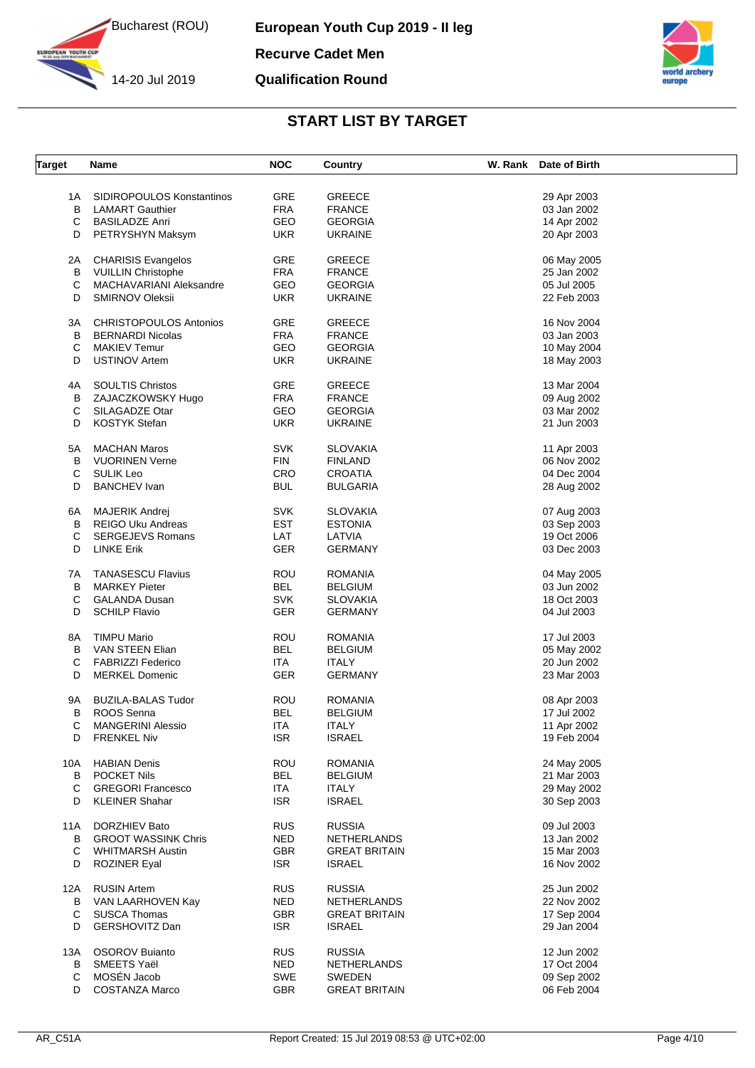# European Youth Cup 2019 - II leg

Bucharest (ROU)
14-20 Jul 2019

**Recurve Cadet Men**

**Qualification Round**

## START LIST BY TARGET

| Target | Name | NOC | Country | W. Rank | Date of Birth |
|---|---|---|---|---|---|
| 1A | SIDIROPOULOS Konstantinos | GRE | GREECE | | 29 Apr 2003 |
| B | LAMART Gauthier | FRA | FRANCE | | 03 Jan 2002 |
| C | BASILADZE Anri | GEO | GEORGIA | | 14 Apr 2002 |
| D | PETRYSHYN Maksym | UKR | UKRAINE | | 20 Apr 2003 |
| 2A | CHARISIS Evangelos | GRE | GREECE | | 06 May 2005 |
| B | VUILLIN Christophe | FRA | FRANCE | | 25 Jan 2002 |
| C | MACHAVARIANI Aleksandre | GEO | GEORGIA | | 05 Jul 2005 |
| D | SMIRNOV Oleksii | UKR | UKRAINE | | 22 Feb 2003 |
| 3A | CHRISTOPOULOS Antonios | GRE | GREECE | | 16 Nov 2004 |
| B | BERNARDI Nicolas | FRA | FRANCE | | 03 Jan 2003 |
| C | MAKIEV Temur | GEO | GEORGIA | | 10 May 2004 |
| D | USTINOV Artem | UKR | UKRAINE | | 18 May 2003 |
| 4A | SOULTIS Christos | GRE | GREECE | | 13 Mar 2004 |
| B | ZAJACZKOWSKY Hugo | FRA | FRANCE | | 09 Aug 2002 |
| C | SILAGADZE Otar | GEO | GEORGIA | | 03 Mar 2002 |
| D | KOSTYK Stefan | UKR | UKRAINE | | 21 Jun 2003 |
| 5A | MACHAN Maros | SVK | SLOVAKIA | | 11 Apr 2003 |
| B | VUORINEN Verne | FIN | FINLAND | | 06 Nov 2002 |
| C | SULIK Leo | CRO | CROATIA | | 04 Dec 2004 |
| D | BANCHEV Ivan | BUL | BULGARIA | | 28 Aug 2002 |
| 6A | MAJERIK Andrej | SVK | SLOVAKIA | | 07 Aug 2003 |
| B | REIGO Uku Andreas | EST | ESTONIA | | 03 Sep 2003 |
| C | SERGEJEVS Romans | LAT | LATVIA | | 19 Oct 2006 |
| D | LINKE Erik | GER | GERMANY | | 03 Dec 2003 |
| 7A | TANASESCU Flavius | ROU | ROMANIA | | 04 May 2005 |
| B | MARKEY Pieter | BEL | BELGIUM | | 03 Jun 2002 |
| C | GALANDA Dusan | SVK | SLOVAKIA | | 18 Oct 2003 |
| D | SCHILP Flavio | GER | GERMANY | | 04 Jul 2003 |
| 8A | TIMPU Mario | ROU | ROMANIA | | 17 Jul 2003 |
| B | VAN STEEN Elian | BEL | BELGIUM | | 05 May 2002 |
| C | FABRIZZI Federico | ITA | ITALY | | 20 Jun 2002 |
| D | MERKEL Domenic | GER | GERMANY | | 23 Mar 2003 |
| 9A | BUZILA-BALAS Tudor | ROU | ROMANIA | | 08 Apr 2003 |
| B | ROOS Senna | BEL | BELGIUM | | 17 Jul 2002 |
| C | MANGERINI Alessio | ITA | ITALY | | 11 Apr 2002 |
| D | FRENKEL Niv | ISR | ISRAEL | | 19 Feb 2004 |
| 10A | HABIAN Denis | ROU | ROMANIA | | 24 May 2005 |
| B | POCKET Nils | BEL | BELGIUM | | 21 Mar 2003 |
| C | GREGORI Francesco | ITA | ITALY | | 29 May 2002 |
| D | KLEINER Shahar | ISR | ISRAEL | | 30 Sep 2003 |
| 11A | DORZHIEV Bato | RUS | RUSSIA | | 09 Jul 2003 |
| B | GROOT WASSINK Chris | NED | NETHERLANDS | | 13 Jan 2002 |
| C | WHITMARSH Austin | GBR | GREAT BRITAIN | | 15 Mar 2003 |
| D | ROZINER Eyal | ISR | ISRAEL | | 16 Nov 2002 |
| 12A | RUSIN Artem | RUS | RUSSIA | | 25 Jun 2002 |
| B | VAN LAARHOVEN Kay | NED | NETHERLANDS | | 22 Nov 2002 |
| C | SUSCA Thomas | GBR | GREAT BRITAIN | | 17 Sep 2004 |
| D | GERSHOVITZ Dan | ISR | ISRAEL | | 29 Jan 2004 |
| 13A | OSOROV Buianto | RUS | RUSSIA | | 12 Jun 2002 |
| B | SMEETS Yaël | NED | NETHERLANDS | | 17 Oct 2004 |
| C | MOSÉN Jacob | SWE | SWEDEN | | 09 Sep 2002 |
| D | COSTANZA Marco | GBR | GREAT BRITAIN | | 06 Feb 2004 |

AR_C51A
Report Created: 15 Jul 2019 08:53 @ UTC+02:00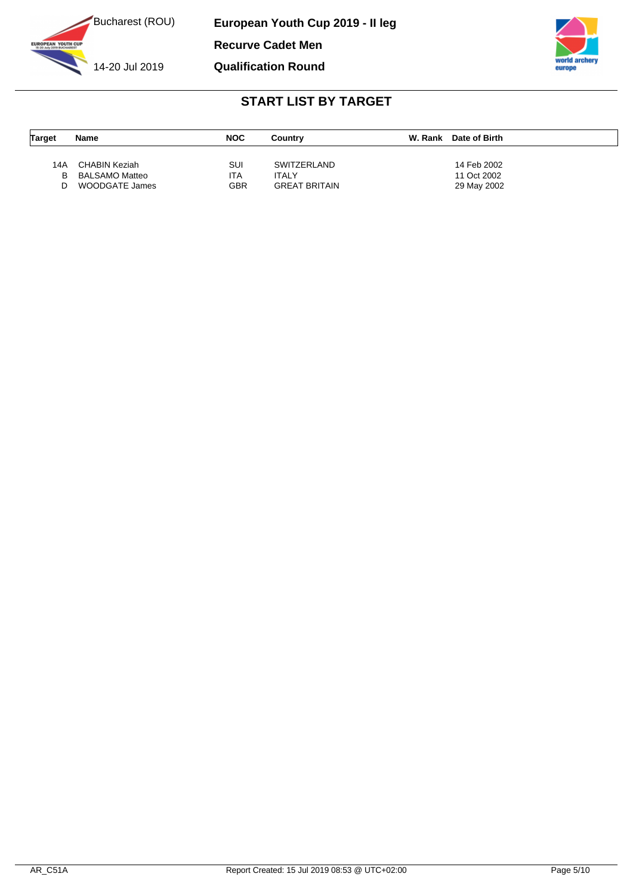Bucharest (ROU)

14-20 Jul 2019

**European Youth Cup 2019 - II leg**

**Recurve Cadet Men**

**Qualification Round**

## START LIST BY TARGET

| Target | Name | NOC | Country | W. Rank | Date of Birth |
|---|---|---|---|---|---|
| 14A | CHABIN Keziah | SUI | SWITZERLAND | | 14 Feb 2002 |
| B | BALSAMO Matteo | ITA | ITALY | | 11 Oct 2002 |
| D | WOODGATE James | GBR | GREAT BRITAIN | | 29 May 2002 |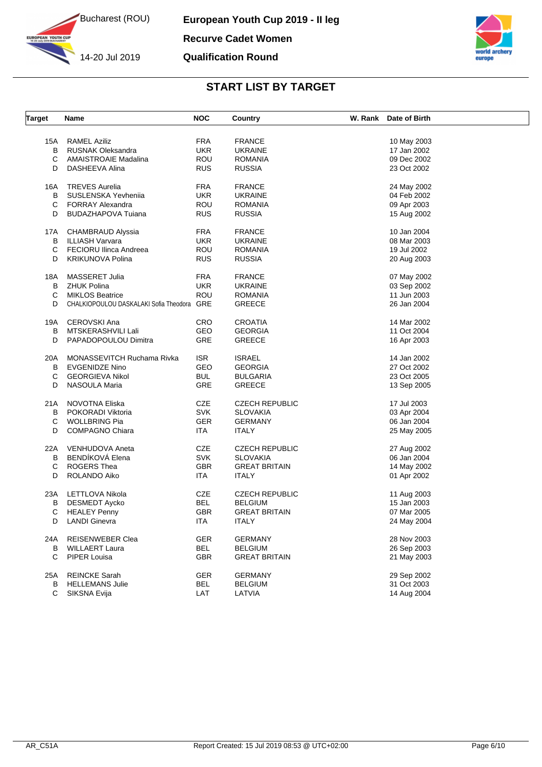# European Youth Cup 2019 - II leg

Bucharest (ROU)
14-20 Jul 2019

## Recurve Cadet Women

## Qualification Round

## START LIST BY TARGET

| Target | Name | NOC | Country | W. Rank | Date of Birth |
|---|---|---|---|---|---|
| 15A | RAMEL Aziliz | FRA | FRANCE | | 10 May 2003 |
| B | RUSNAK Oleksandra | UKR | UKRAINE | | 17 Jan 2002 |
| C | AMAISTROAIE Madalina | ROU | ROMANIA | | 09 Dec 2002 |
| D | DASHEEVA Alina | RUS | RUSSIA | | 23 Oct 2002 |
| 16A | TREVES Aurelia | FRA | FRANCE | | 24 May 2002 |
| B | SUSLENSKA Yevheniia | UKR | UKRAINE | | 04 Feb 2002 |
| C | FORRAY Alexandra | ROU | ROMANIA | | 09 Apr 2003 |
| D | BUDAZHAPOVA Tuiana | RUS | RUSSIA | | 15 Aug 2002 |
| 17A | CHAMBRAUD Alyssia | FRA | FRANCE | | 10 Jan 2004 |
| B | ILLIASH Varvara | UKR | UKRAINE | | 08 Mar 2003 |
| C | FECIORU Ilinca Andreea | ROU | ROMANIA | | 19 Jul 2002 |
| D | KRIKUNOVA Polina | RUS | RUSSIA | | 20 Aug 2003 |
| 18A | MASSERET Julia | FRA | FRANCE | | 07 May 2002 |
| B | ZHUK Polina | UKR | UKRAINE | | 03 Sep 2002 |
| C | MIKLOS Beatrice | ROU | ROMANIA | | 11 Jun 2003 |
| D | CHALKIOPOULOU DASKALAKI Sofia Theodora | GRE | GREECE | | 26 Jan 2004 |
| 19A | CEROVSKI Ana | CRO | CROATIA | | 14 Mar 2002 |
| B | MTSKERASHVILI Lali | GEO | GEORGIA | | 11 Oct 2004 |
| D | PAPADOPOULOU Dimitra | GRE | GREECE | | 16 Apr 2003 |
| 20A | MONASSEVITCH Ruchama Rivka | ISR | ISRAEL | | 14 Jan 2002 |
| B | EVGENIDZE Nino | GEO | GEORGIA | | 27 Oct 2002 |
| C | GEORGIEVA Nikol | BUL | BULGARIA | | 23 Oct 2005 |
| D | NASOULA Maria | GRE | GREECE | | 13 Sep 2005 |
| 21A | NOVOTNA Eliska | CZE | CZECH REPUBLIC | | 17 Jul 2003 |
| B | POKORADI Viktoria | SVK | SLOVAKIA | | 03 Apr 2004 |
| C | WOLLBRING Pia | GER | GERMANY | | 06 Jan 2004 |
| D | COMPAGNO Chiara | ITA | ITALY | | 25 May 2005 |
| 22A | VENHUDOVA Aneta | CZE | CZECH REPUBLIC | | 27 Aug 2002 |
| B | BENDÍKOVÁ Elena | SVK | SLOVAKIA | | 06 Jan 2004 |
| C | ROGERS Thea | GBR | GREAT BRITAIN | | 14 May 2002 |
| D | ROLANDO Aiko | ITA | ITALY | | 01 Apr 2002 |
| 23A | LETTLOVA Nikola | CZE | CZECH REPUBLIC | | 11 Aug 2003 |
| B | DESMEDT Aycko | BEL | BELGIUM | | 15 Jan 2003 |
| C | HEALEY Penny | GBR | GREAT BRITAIN | | 07 Mar 2005 |
| D | LANDI Ginevra | ITA | ITALY | | 24 May 2004 |
| 24A | REISENWEBER Clea | GER | GERMANY | | 28 Nov 2003 |
| B | WILLAERT Laura | BEL | BELGIUM | | 26 Sep 2003 |
| C | PIPER Louisa | GBR | GREAT BRITAIN | | 21 May 2003 |
| 25A | REINCKE Sarah | GER | GERMANY | | 29 Sep 2002 |
| B | HELLEMANS Julie | BEL | BELGIUM | | 31 Oct 2003 |
| C | SIKSNA Evija | LAT | LATVIA | | 14 Aug 2004 |

AR_C51A — Report Created: 15 Jul 2019 08:53 @ UTC+02:00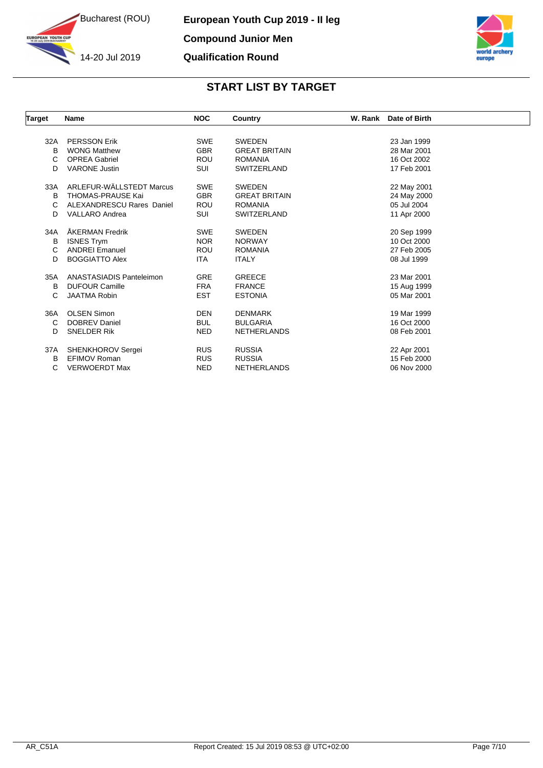# European Youth Cup 2019 - II leg

**Compound Junior Men**

**Qualification Round**

Bucharest (ROU)

14-20 Jul 2019

## START LIST BY TARGET

| Target | Name | NOC | Country | W. Rank | Date of Birth |
|---|---|---|---|---|---|
| 32A | PERSSON Erik | SWE | SWEDEN | | 23 Jan 1999 |
| B | WONG Matthew | GBR | GREAT BRITAIN | | 28 Mar 2001 |
| C | OPREA Gabriel | ROU | ROMANIA | | 16 Oct 2002 |
| D | VARONE Justin | SUI | SWITZERLAND | | 17 Feb 2001 |
| 33A | ARLEFUR-WÄLLSTEDT Marcus | SWE | SWEDEN | | 22 May 2001 |
| B | THOMAS-PRAUSE Kai | GBR | GREAT BRITAIN | | 24 May 2000 |
| C | ALEXANDRESCU Rares Daniel | ROU | ROMANIA | | 05 Jul 2004 |
| D | VALLARO Andrea | SUI | SWITZERLAND | | 11 Apr 2000 |
| 34A | ÅKERMAN Fredrik | SWE | SWEDEN | | 20 Sep 1999 |
| B | ISNES Trym | NOR | NORWAY | | 10 Oct 2000 |
| C | ANDREI Emanuel | ROU | ROMANIA | | 27 Feb 2005 |
| D | BOGGIATTO Alex | ITA | ITALY | | 08 Jul 1999 |
| 35A | ANASTASIADIS Panteleimon | GRE | GREECE | | 23 Mar 2001 |
| B | DUFOUR Camille | FRA | FRANCE | | 15 Aug 1999 |
| C | JAATMA Robin | EST | ESTONIA | | 05 Mar 2001 |
| 36A | OLSEN Simon | DEN | DENMARK | | 19 Mar 1999 |
| C | DOBREV Daniel | BUL | BULGARIA | | 16 Oct 2000 |
| D | SNELDER Rik | NED | NETHERLANDS | | 08 Feb 2001 |
| 37A | SHENKHOROV Sergei | RUS | RUSSIA | | 22 Apr 2001 |
| B | EFIMOV Roman | RUS | RUSSIA | | 15 Feb 2000 |
| C | VERWOERDT Max | NED | NETHERLANDS | | 06 Nov 2000 |

AR_C51A

Report Created: 15 Jul 2019 08:53 @ UTC+02:00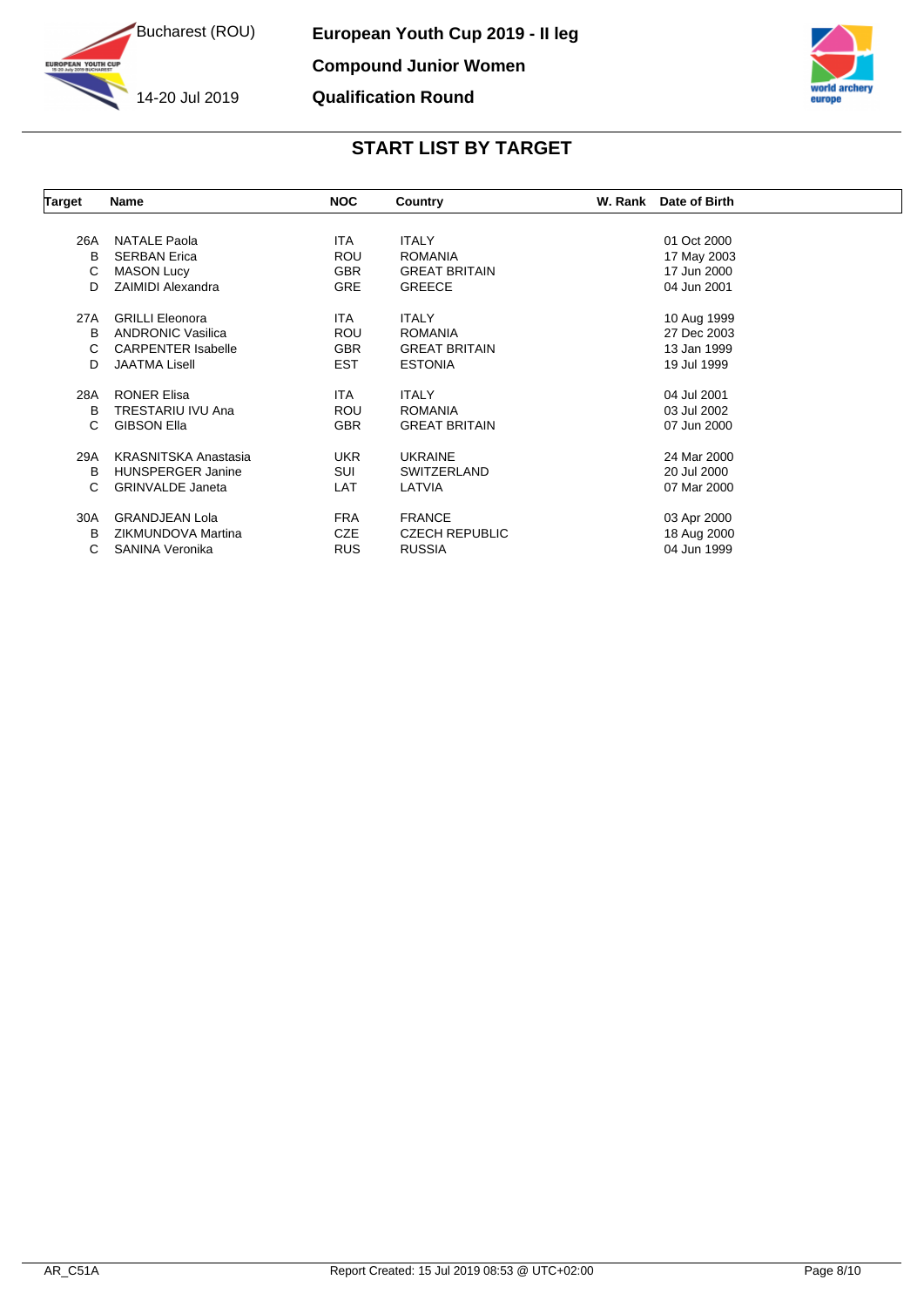# European Youth Cup 2019 - II leg

**Bucharest (ROU)**
**14-20 Jul 2019**

## Compound Junior Women

## Qualification Round

## START LIST BY TARGET

| Target | Name | NOC | Country | W. Rank | Date of Birth |
|---|---|---|---|---|---|
| 26A | NATALE Paola | ITA | ITALY | | 01 Oct 2000 |
| B | SERBAN Erica | ROU | ROMANIA | | 17 May 2003 |
| C | MASON Lucy | GBR | GREAT BRITAIN | | 17 Jun 2000 |
| D | ZAIMIDI Alexandra | GRE | GREECE | | 04 Jun 2001 |
| 27A | GRILLI Eleonora | ITA | ITALY | | 10 Aug 1999 |
| B | ANDRONIC Vasilica | ROU | ROMANIA | | 27 Dec 2003 |
| C | CARPENTER Isabelle | GBR | GREAT BRITAIN | | 13 Jan 1999 |
| D | JAATMA Lisell | EST | ESTONIA | | 19 Jul 1999 |
| 28A | RONER Elisa | ITA | ITALY | | 04 Jul 2001 |
| B | TRESTARIU IVU Ana | ROU | ROMANIA | | 03 Jul 2002 |
| C | GIBSON Ella | GBR | GREAT BRITAIN | | 07 Jun 2000 |
| 29A | KRASNITSKA Anastasia | UKR | UKRAINE | | 24 Mar 2000 |
| B | HUNSPERGER Janine | SUI | SWITZERLAND | | 20 Jul 2000 |
| C | GRINVALDE Janeta | LAT | LATVIA | | 07 Mar 2000 |
| 30A | GRANDJEAN Lola | FRA | FRANCE | | 03 Apr 2000 |
| B | ZIKMUNDOVA Martina | CZE | CZECH REPUBLIC | | 18 Aug 2000 |
| C | SANINA Veronika | RUS | RUSSIA | | 04 Jun 1999 |

AR_C51A    Report Created: 15 Jul 2019 08:53 @ UTC+02:00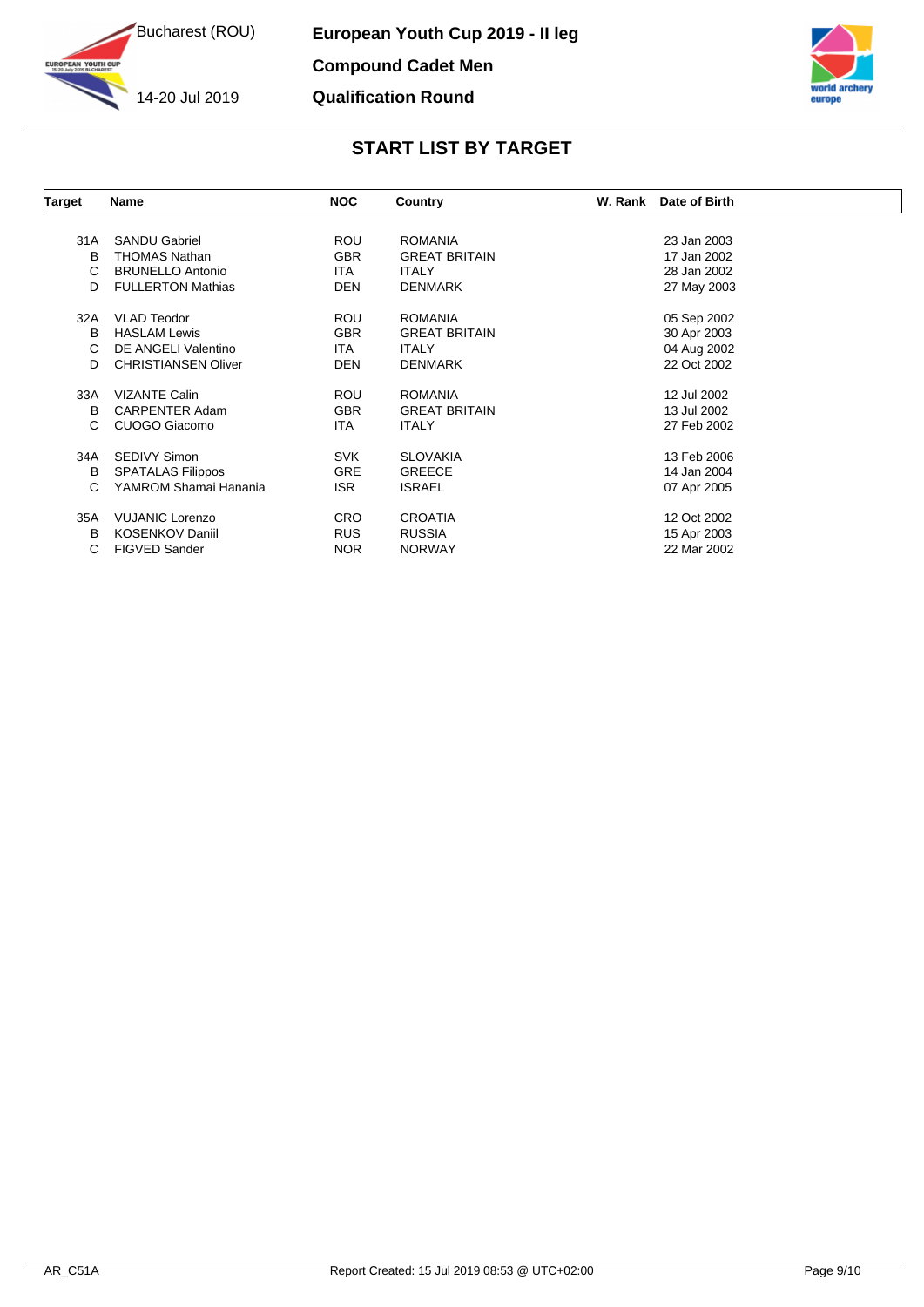Bucharest (ROU)

14-20 Jul 2019

**European Youth Cup 2019 - II leg**

**Compound Cadet Men**

**Qualification Round**

## START LIST BY TARGET

| Target | Name | NOC | Country | W. Rank | Date of Birth |
|---|---|---|---|---|---|
| 31A | SANDU Gabriel | ROU | ROMANIA | | 23 Jan 2003 |
| B | THOMAS Nathan | GBR | GREAT BRITAIN | | 17 Jan 2002 |
| C | BRUNELLO Antonio | ITA | ITALY | | 28 Jan 2002 |
| D | FULLERTON Mathias | DEN | DENMARK | | 27 May 2003 |
| 32A | VLAD Teodor | ROU | ROMANIA | | 05 Sep 2002 |
| B | HASLAM Lewis | GBR | GREAT BRITAIN | | 30 Apr 2003 |
| C | DE ANGELI Valentino | ITA | ITALY | | 04 Aug 2002 |
| D | CHRISTIANSEN Oliver | DEN | DENMARK | | 22 Oct 2002 |
| 33A | VIZANTE Calin | ROU | ROMANIA | | 12 Jul 2002 |
| B | CARPENTER Adam | GBR | GREAT BRITAIN | | 13 Jul 2002 |
| C | CUOGO Giacomo | ITA | ITALY | | 27 Feb 2002 |
| 34A | SEDIVY Simon | SVK | SLOVAKIA | | 13 Feb 2006 |
| B | SPATALAS Filippos | GRE | GREECE | | 14 Jan 2004 |
| C | YAMROM Shamai Hanania | ISR | ISRAEL | | 07 Apr 2005 |
| 35A | VUJANIC Lorenzo | CRO | CROATIA | | 12 Oct 2002 |
| B | KOSENKOV Daniil | RUS | RUSSIA | | 15 Apr 2003 |
| C | FIGVED Sander | NOR | NORWAY | | 22 Mar 2002 |

AR_C51A Report Created: 15 Jul 2019 08:53 @ UTC+02:00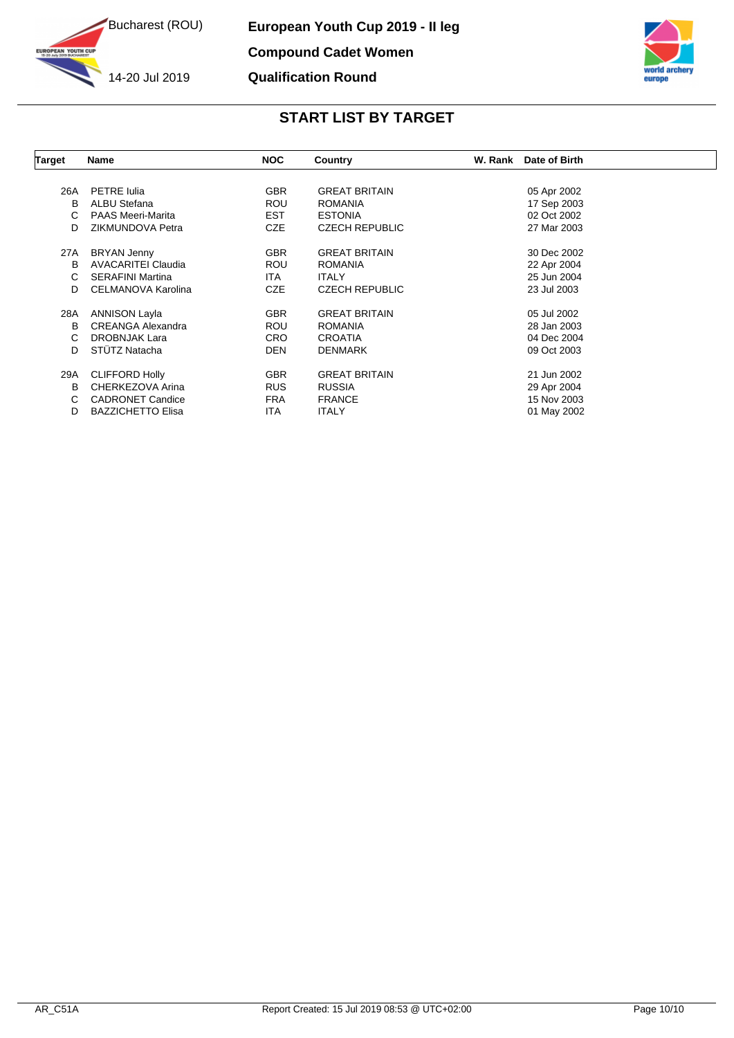Bucharest (ROU)

14-20 Jul 2019

**European Youth Cup 2019 - II leg**

**Compound Cadet Women**

**Qualification Round**

## START LIST BY TARGET

| Target | Name | NOC | Country | W. Rank | Date of Birth |
|---|---|---|---|---|---|
| 26A | PETRE Iulia | GBR | GREAT BRITAIN | | 05 Apr 2002 |
| B | ALBU Stefana | ROU | ROMANIA | | 17 Sep 2003 |
| C | PAAS Meeri-Marita | EST | ESTONIA | | 02 Oct 2002 |
| D | ZIKMUNDOVA Petra | CZE | CZECH REPUBLIC | | 27 Mar 2003 |
| 27A | BRYAN Jenny | GBR | GREAT BRITAIN | | 30 Dec 2002 |
| B | AVACARITEI Claudia | ROU | ROMANIA | | 22 Apr 2004 |
| C | SERAFINI Martina | ITA | ITALY | | 25 Jun 2004 |
| D | CELMANOVA Karolina | CZE | CZECH REPUBLIC | | 23 Jul 2003 |
| 28A | ANNISON Layla | GBR | GREAT BRITAIN | | 05 Jul 2002 |
| B | CREANGA Alexandra | ROU | ROMANIA | | 28 Jan 2003 |
| C | DROBNJAK Lara | CRO | CROATIA | | 04 Dec 2004 |
| D | STÜTZ Natacha | DEN | DENMARK | | 09 Oct 2003 |
| 29A | CLIFFORD Holly | GBR | GREAT BRITAIN | | 21 Jun 2002 |
| B | CHERKEZOVA Arina | RUS | RUSSIA | | 29 Apr 2004 |
| C | CADRONET Candice | FRA | FRANCE | | 15 Nov 2003 |
| D | BAZZICHETTO Elisa | ITA | ITALY | | 01 May 2002 |

AR_C51A

Report Created: 15 Jul 2019 08:53 @ UTC+02:00